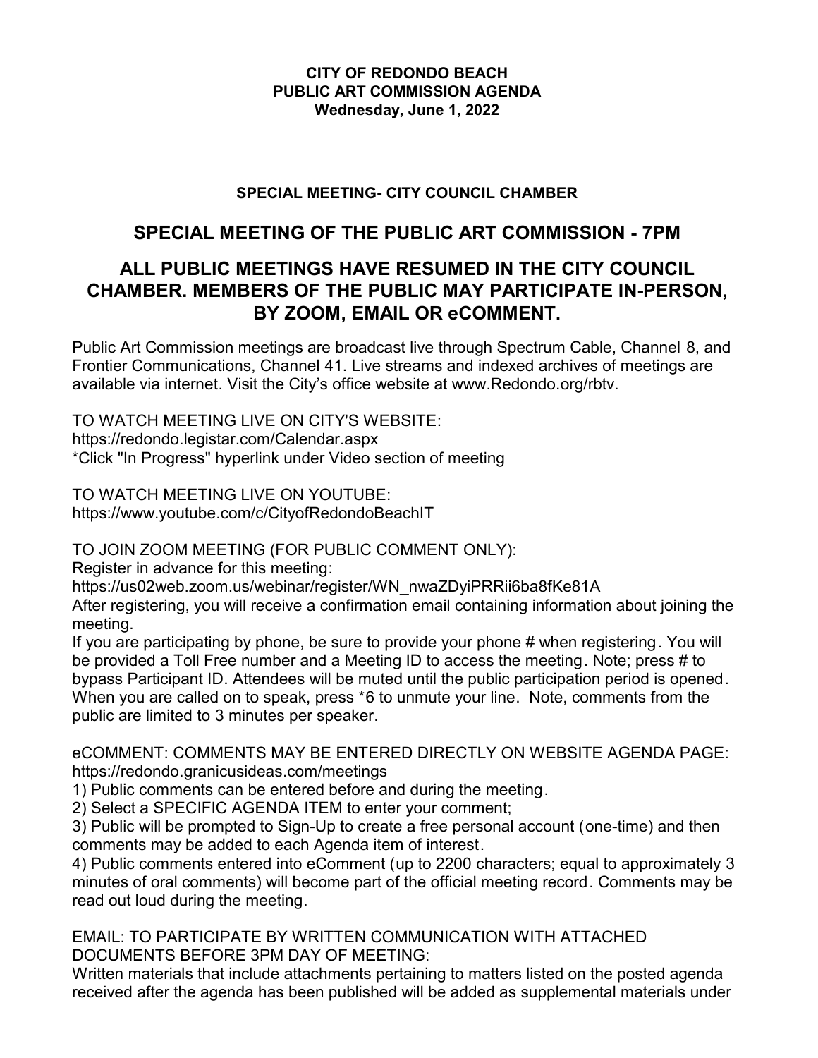**CITY OF REDONDO BEACH**
**PUBLIC ART COMMISSION AGENDA**
**Wednesday, June 1, 2022**

**SPECIAL MEETING- CITY COUNCIL CHAMBER**

## SPECIAL MEETING OF THE PUBLIC ART COMMISSION - 7PM

## ALL PUBLIC MEETINGS HAVE RESUMED IN THE CITY COUNCIL CHAMBER. MEMBERS OF THE PUBLIC MAY PARTICIPATE IN-PERSON, BY ZOOM, EMAIL OR eCOMMENT.

Public Art Commission meetings are broadcast live through Spectrum Cable, Channel 8, and Frontier Communications, Channel 41. Live streams and indexed archives of meetings are available via internet. Visit the City's office website at www.Redondo.org/rbtv.

TO WATCH MEETING LIVE ON CITY'S WEBSITE:
https://redondo.legistar.com/Calendar.aspx
*Click "In Progress" hyperlink under Video section of meeting

TO WATCH MEETING LIVE ON YOUTUBE:
https://www.youtube.com/c/CityofRedondoBeachIT

TO JOIN ZOOM MEETING (FOR PUBLIC COMMENT ONLY):
Register in advance for this meeting:
https://us02web.zoom.us/webinar/register/WN_nwaZDyiPRRii6ba8fKe81A
After registering, you will receive a confirmation email containing information about joining the meeting.
If you are participating by phone, be sure to provide your phone # when registering. You will be provided a Toll Free number and a Meeting ID to access the meeting. Note; press # to bypass Participant ID. Attendees will be muted until the public participation period is opened. When you are called on to speak, press *6 to unmute your line. Note, comments from the public are limited to 3 minutes per speaker.

eCOMMENT: COMMENTS MAY BE ENTERED DIRECTLY ON WEBSITE AGENDA PAGE:
https://redondo.granicusideas.com/meetings
1) Public comments can be entered before and during the meeting.
2) Select a SPECIFIC AGENDA ITEM to enter your comment;
3) Public will be prompted to Sign-Up to create a free personal account (one-time) and then comments may be added to each Agenda item of interest.
4) Public comments entered into eComment (up to 2200 characters; equal to approximately 3 minutes of oral comments) will become part of the official meeting record. Comments may be read out loud during the meeting.

EMAIL: TO PARTICIPATE BY WRITTEN COMMUNICATION WITH ATTACHED DOCUMENTS BEFORE 3PM DAY OF MEETING:
Written materials that include attachments pertaining to matters listed on the posted agenda received after the agenda has been published will be added as supplemental materials under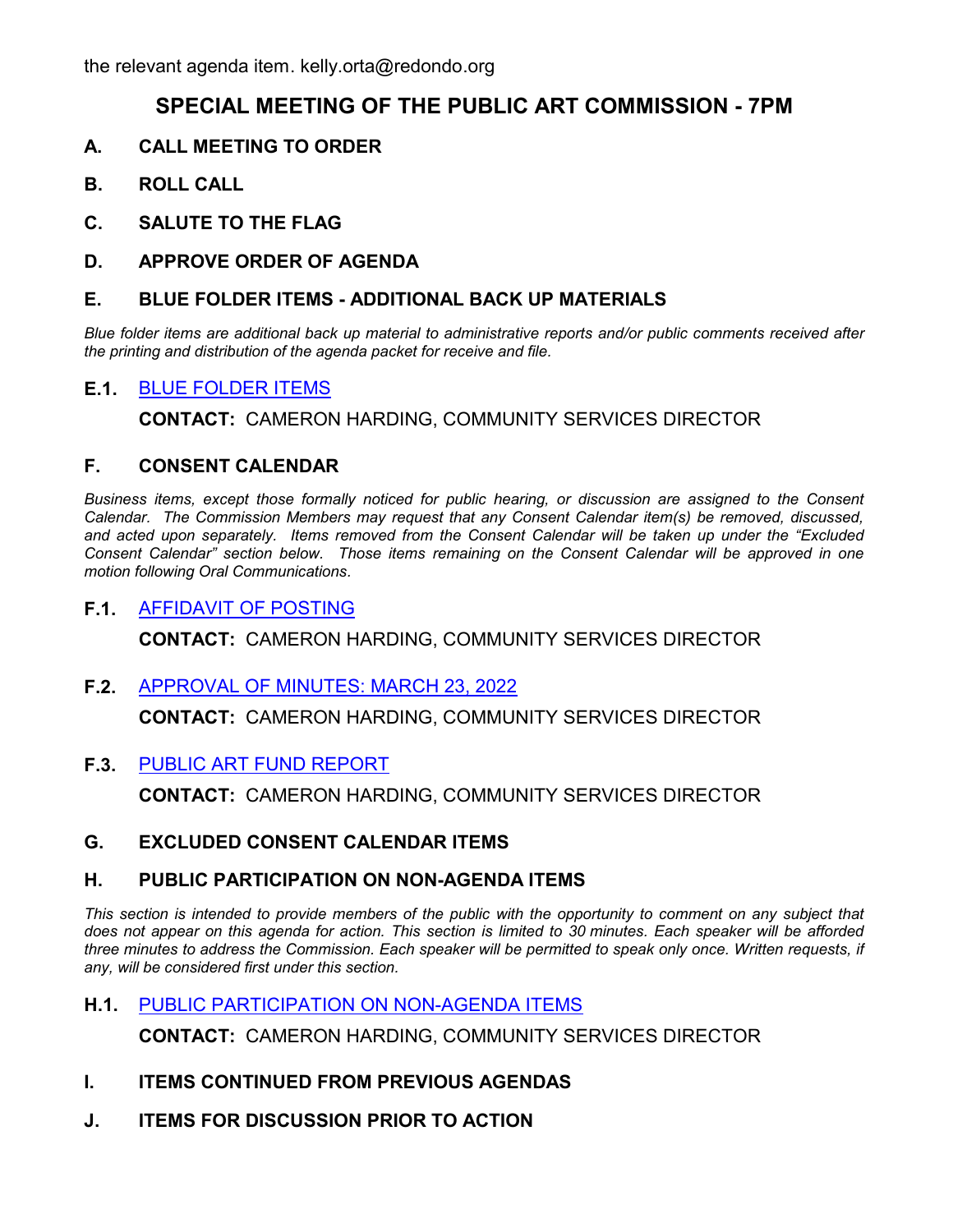the relevant agenda item. kelly.orta@redondo.org

# SPECIAL MEETING OF THE PUBLIC ART COMMISSION - 7PM

## A. CALL MEETING TO ORDER

## B. ROLL CALL

## C. SALUTE TO THE FLAG

## D. APPROVE ORDER OF AGENDA

## E. BLUE FOLDER ITEMS - ADDITIONAL BACK UP MATERIALS

*Blue folder items are additional back up material to administrative reports and/or public comments received after the printing and distribution of the agenda packet for receive and file.*

**E.1.** BLUE FOLDER ITEMS

**CONTACT:** CAMERON HARDING, COMMUNITY SERVICES DIRECTOR

## F. CONSENT CALENDAR

*Business items, except those formally noticed for public hearing, or discussion are assigned to the Consent Calendar. The Commission Members may request that any Consent Calendar item(s) be removed, discussed, and acted upon separately. Items removed from the Consent Calendar will be taken up under the "Excluded Consent Calendar" section below. Those items remaining on the Consent Calendar will be approved in one motion following Oral Communications.*

**F.1.** AFFIDAVIT OF POSTING

**CONTACT:** CAMERON HARDING, COMMUNITY SERVICES DIRECTOR

**F.2.** APPROVAL OF MINUTES: MARCH 23, 2022

**CONTACT:** CAMERON HARDING, COMMUNITY SERVICES DIRECTOR

**F.3.** PUBLIC ART FUND REPORT

**CONTACT:** CAMERON HARDING, COMMUNITY SERVICES DIRECTOR

## G. EXCLUDED CONSENT CALENDAR ITEMS

## H. PUBLIC PARTICIPATION ON NON-AGENDA ITEMS

*This section is intended to provide members of the public with the opportunity to comment on any subject that does not appear on this agenda for action. This section is limited to 30 minutes. Each speaker will be afforded three minutes to address the Commission. Each speaker will be permitted to speak only once. Written requests, if any, will be considered first under this section.*

**H.1.** PUBLIC PARTICIPATION ON NON-AGENDA ITEMS

**CONTACT:** CAMERON HARDING, COMMUNITY SERVICES DIRECTOR

## I. ITEMS CONTINUED FROM PREVIOUS AGENDAS

## J. ITEMS FOR DISCUSSION PRIOR TO ACTION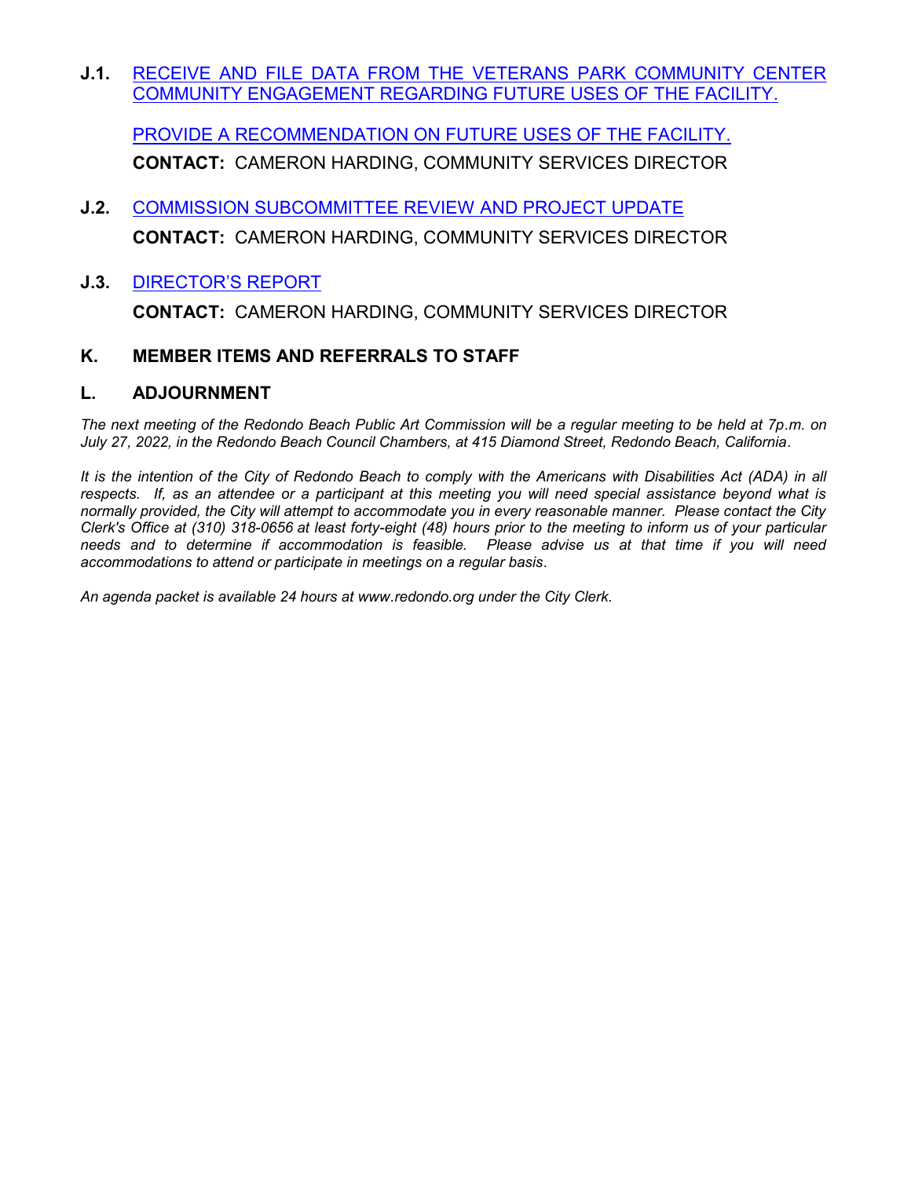**J.1.** RECEIVE AND FILE DATA FROM THE VETERANS PARK COMMUNITY CENTER COMMUNITY ENGAGEMENT REGARDING FUTURE USES OF THE FACILITY.

PROVIDE A RECOMMENDATION ON FUTURE USES OF THE FACILITY.

**CONTACT:** CAMERON HARDING, COMMUNITY SERVICES DIRECTOR

**J.2.** COMMISSION SUBCOMMITTEE REVIEW AND PROJECT UPDATE

**CONTACT:** CAMERON HARDING, COMMUNITY SERVICES DIRECTOR

**J.3.** DIRECTOR'S REPORT

**CONTACT:** CAMERON HARDING, COMMUNITY SERVICES DIRECTOR

## K. MEMBER ITEMS AND REFERRALS TO STAFF

## L. ADJOURNMENT

*The next meeting of the Redondo Beach Public Art Commission will be a regular meeting to be held at 7p.m. on July 27, 2022, in the Redondo Beach Council Chambers, at 415 Diamond Street, Redondo Beach, California.*

*It is the intention of the City of Redondo Beach to comply with the Americans with Disabilities Act (ADA) in all respects. If, as an attendee or a participant at this meeting you will need special assistance beyond what is normally provided, the City will attempt to accommodate you in every reasonable manner. Please contact the City Clerk's Office at (310) 318-0656 at least forty-eight (48) hours prior to the meeting to inform us of your particular needs and to determine if accommodation is feasible. Please advise us at that time if you will need accommodations to attend or participate in meetings on a regular basis.*

*An agenda packet is available 24 hours at www.redondo.org under the City Clerk.*